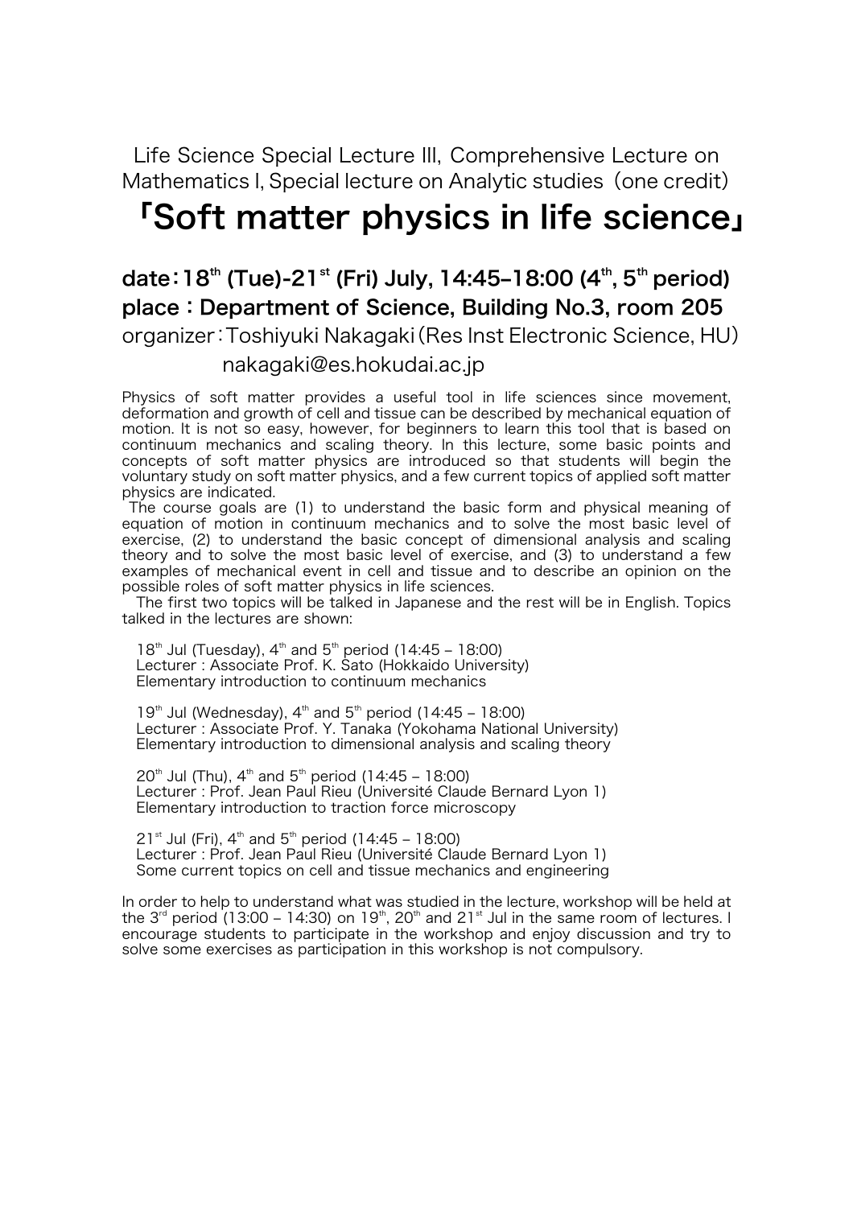Life Science Special Lecture III, Comprehensive Lecture on Mathematics I, Special lecture on Analytic studies（one credit）

# 「Soft matter physics in life science」

## date：18th (Tue)-21st (Fri) July, 14:45–18:00 (4th, 5th period)
## place : Department of Science, Building No.3, room 205

organizer：Toshiyuki Nakagaki（Res Inst Electronic Science, HU）
nakagaki@es.hokudai.ac.jp

Physics of soft matter provides a useful tool in life sciences since movement, deformation and growth of cell and tissue can be described by mechanical equation of motion. It is not so easy, however, for beginners to learn this tool that is based on continuum mechanics and scaling theory. In this lecture, some basic points and concepts of soft matter physics are introduced so that students will begin the voluntary study on soft matter physics, and a few current topics of applied soft matter physics are indicated.

The course goals are (1) to understand the basic form and physical meaning of equation of motion in continuum mechanics and to solve the most basic level of exercise, (2) to understand the basic concept of dimensional analysis and scaling theory and to solve the most basic level of exercise, and (3) to understand a few examples of mechanical event in cell and tissue and to describe an opinion on the possible roles of soft matter physics in life sciences.

The first two topics will be talked in Japanese and the rest will be in English. Topics talked in the lectures are shown:

18th Jul (Tuesday), 4th and 5th period (14:45 – 18:00)
Lecturer : Associate Prof. K. Sato (Hokkaido University)
Elementary introduction to continuum mechanics

19th Jul (Wednesday), 4th and 5th period (14:45 – 18:00)
Lecturer : Associate Prof. Y. Tanaka (Yokohama National University)
Elementary introduction to dimensional analysis and scaling theory

20th Jul (Thu), 4th and 5th period (14:45 – 18:00)
Lecturer : Prof. Jean Paul Rieu (Université Claude Bernard Lyon 1)
Elementary introduction to traction force microscopy

21st Jul (Fri), 4th and 5th period (14:45 – 18:00)
Lecturer : Prof. Jean Paul Rieu (Université Claude Bernard Lyon 1)
Some current topics on cell and tissue mechanics and engineering

In order to help to understand what was studied in the lecture, workshop will be held at the 3rd period (13:00 – 14:30) on 19th, 20th and 21st Jul in the same room of lectures. I encourage students to participate in the workshop and enjoy discussion and try to solve some exercises as participation in this workshop is not compulsory.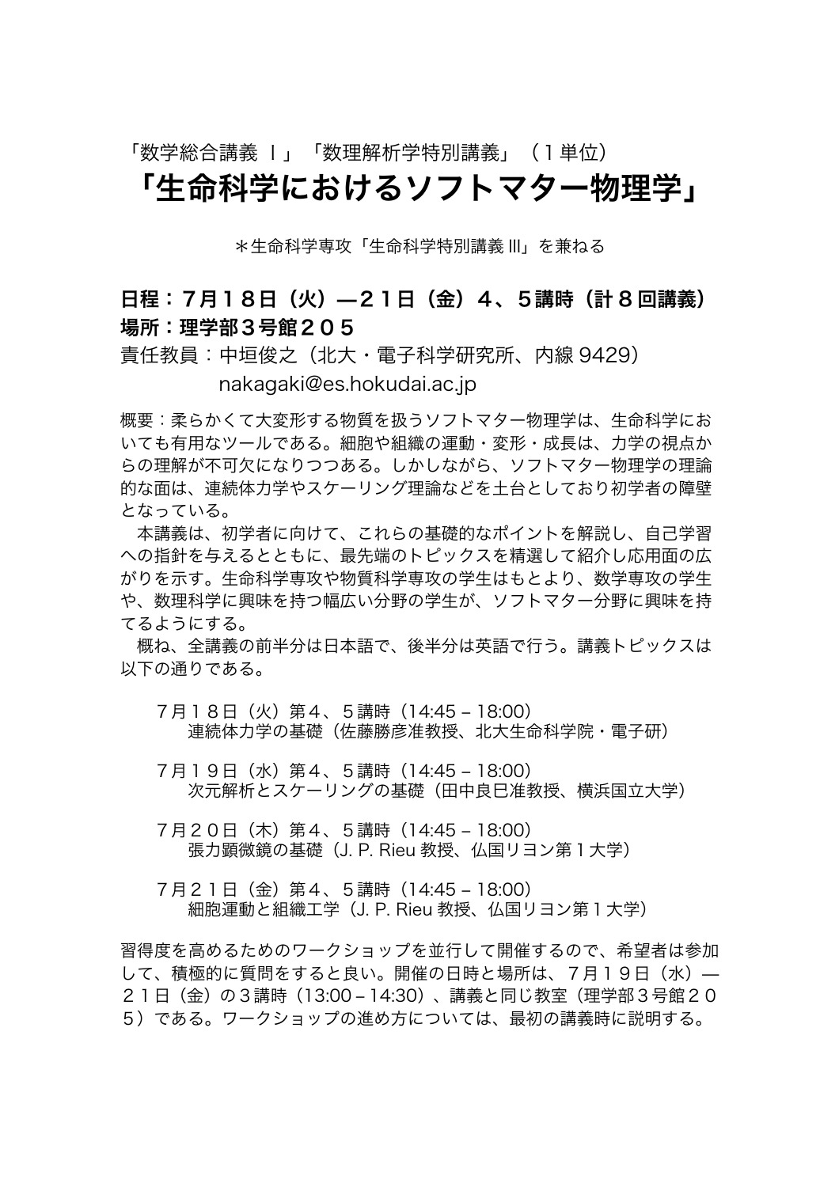「数学総合講義 I」「数理解析学特別講義」（１単位）

# 「生命科学におけるソフトマター物理学」

＊生命科学専攻「生命科学特別講義 III」を兼ねる

**日程：７月１８日（火）—２１日（金）４、５講時（計８回講義）**
**場所：理学部３号館２０５**

責任教員：中垣俊之（北大・電子科学研究所、内線 9429）
nakagaki@es.hokudai.ac.jp

概要：柔らかくて大変形する物質を扱うソフトマター物理学は、生命科学においても有用なツールである。細胞や組織の運動・変形・成長は、力学の視点からの理解が不可欠になりつつある。しかしながら、ソフトマター物理学の理論的な面は、連続体力学やスケーリング理論などを土台としており初学者の障壁となっている。

本講義は、初学者に向けて、これらの基礎的なポイントを解説し、自己学習への指針を与えるとともに、最先端のトピックスを精選して紹介し応用面の広がりを示す。生命科学専攻や物質科学専攻の学生はもとより、数学専攻の学生や、数理科学に興味を持つ幅広い分野の学生が、ソフトマター分野に興味を持てるようにする。

概ね、全講義の前半分は日本語で、後半分は英語で行う。講義トピックスは以下の通りである。

７月１８日（火）第４、５講時（14:45 – 18:00）
連続体力学の基礎（佐藤勝彦准教授、北大生命科学院・電子研）

７月１９日（水）第４、５講時（14:45 – 18:00）
次元解析とスケーリングの基礎（田中良巳准教授、横浜国立大学）

７月２０日（木）第４、５講時（14:45 – 18:00）
張力顕微鏡の基礎（J. P. Rieu 教授、仏国リヨン第１大学）

７月２１日（金）第４、５講時（14:45 – 18:00）
細胞運動と組織工学（J. P. Rieu 教授、仏国リヨン第１大学）

習得度を高めるためのワークショップを並行して開催するので、希望者は参加して、積極的に質問をすると良い。開催の日時と場所は、７月１９日（水）—２１日（金）の３講時（13:00 – 14:30）、講義と同じ教室（理学部３号館２０５）である。ワークショップの進め方については、最初の講義時に説明する。